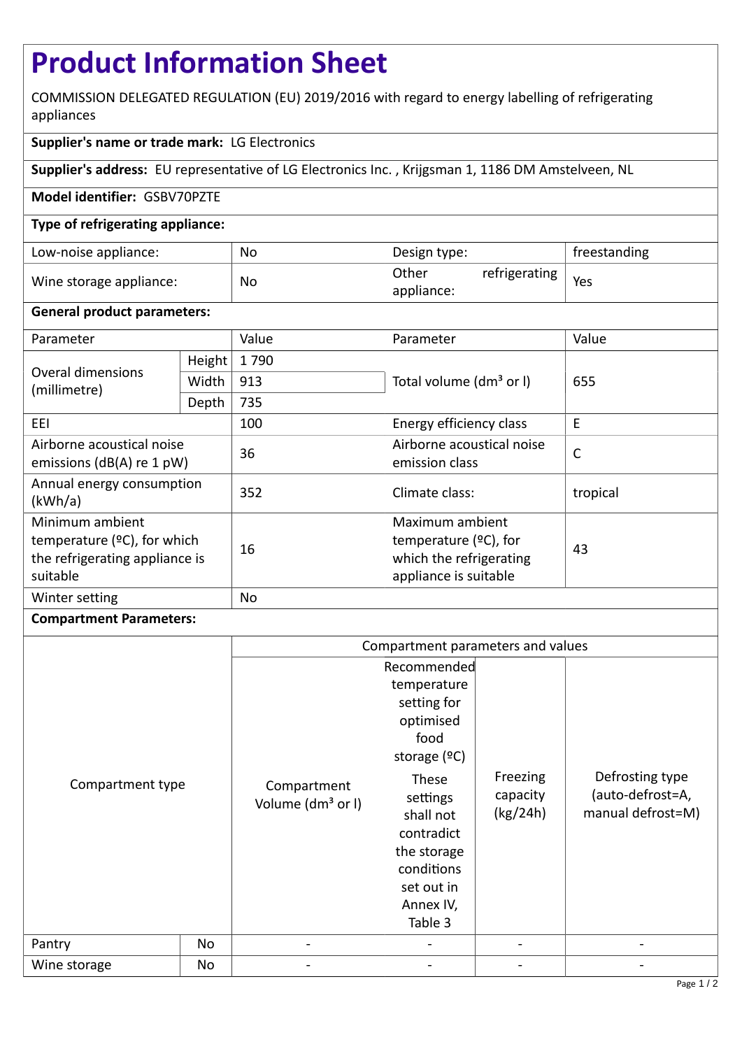# Product Information Sheet

COMMISSION DELEGATED REGULATION (EU) 2019/2016 with regard to energy labelling of refrigerating appliances

**Supplier's name or trade mark:** LG Electronics

**Supplier's address:** EU representative of LG Electronics Inc. , Krijgsman 1, 1186 DM Amstelveen, NL

**Model identifier:** GSBV70PZTE

**Type of refrigerating appliance:**

| | | | |
|---|---|---|---|
| Low-noise appliance: | No | Design type: | freestanding |
| Wine storage appliance: | No | Other refrigerating appliance: | Yes |

**General product parameters:**

| Parameter | | Value | Parameter | Value |
|---|---|---|---|---|
| Overal dimensions (millimetre) | Height | 1 790 | Total volume (dm³ or l) | 655 |
| | Width | 913 | | |
| | Depth | 735 | | |
| EEI | | 100 | Energy efficiency class | E |
| Airborne acoustical noise emissions (dB(A) re 1 pW) | | 36 | Airborne acoustical noise emission class | C |
| Annual energy consumption (kWh/a) | | 352 | Climate class: | tropical |
| Minimum ambient temperature (ºC), for which the refrigerating appliance is suitable | | 16 | Maximum ambient temperature (ºC), for which the refrigerating appliance is suitable | 43 |
| Winter setting | | No | | |

**Compartment Parameters:**

| Compartment type | | Compartment parameters and values | | | |
|---|---|---|---|---|---|
| | | Compartment Volume (dm³ or l) | Recommended temperature setting for optimised food storage (ºC) These settings shall not contradict the storage conditions set out in Annex IV, Table 3 | Freezing capacity (kg/24h) | Defrosting type (auto-defrost=A, manual defrost=M) |
| Pantry | No | - | - | - | - |
| Wine storage | No | - | - | - | - |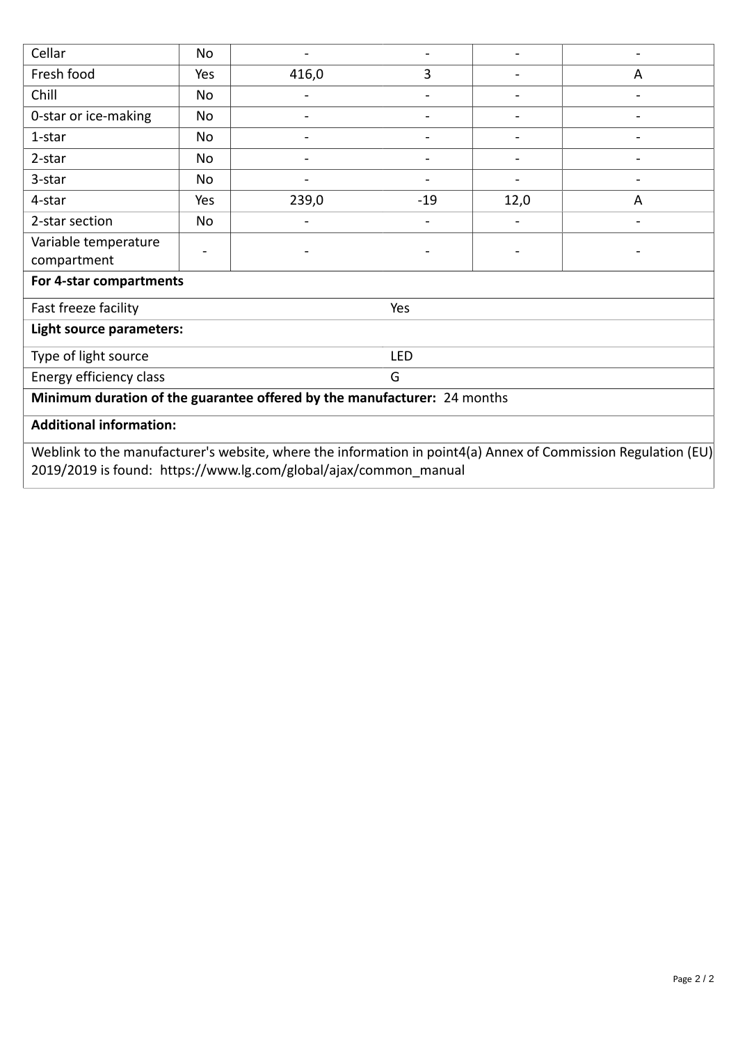| | | | | | |
|---|---|---|---|---|---|
| Cellar | No | - | - | - | - |
| Fresh food | Yes | 416,0 | 3 | - | A |
| Chill | No | - | - | - | - |
| 0-star or ice-making | No | - | - | - | - |
| 1-star | No | - | - | - | - |
| 2-star | No | - | - | - | - |
| 3-star | No | - | - | - | - |
| 4-star | Yes | 239,0 | -19 | 12,0 | A |
| 2-star section | No | - | - | - | - |
| Variable temperature compartment | - | - | - | - | - |

**For 4-star compartments**

| | |
|---|---|
| Fast freeze facility | Yes |

**Light source parameters:**

| | |
|---|---|
| Type of light source | LED |
| Energy efficiency class | G |

**Minimum duration of the guarantee offered by the manufacturer:** 24 months

**Additional information:**

Weblink to the manufacturer's website, where the information in point4(a) Annex of Commission Regulation (EU) 2019/2019 is found: https://www.lg.com/global/ajax/common_manual